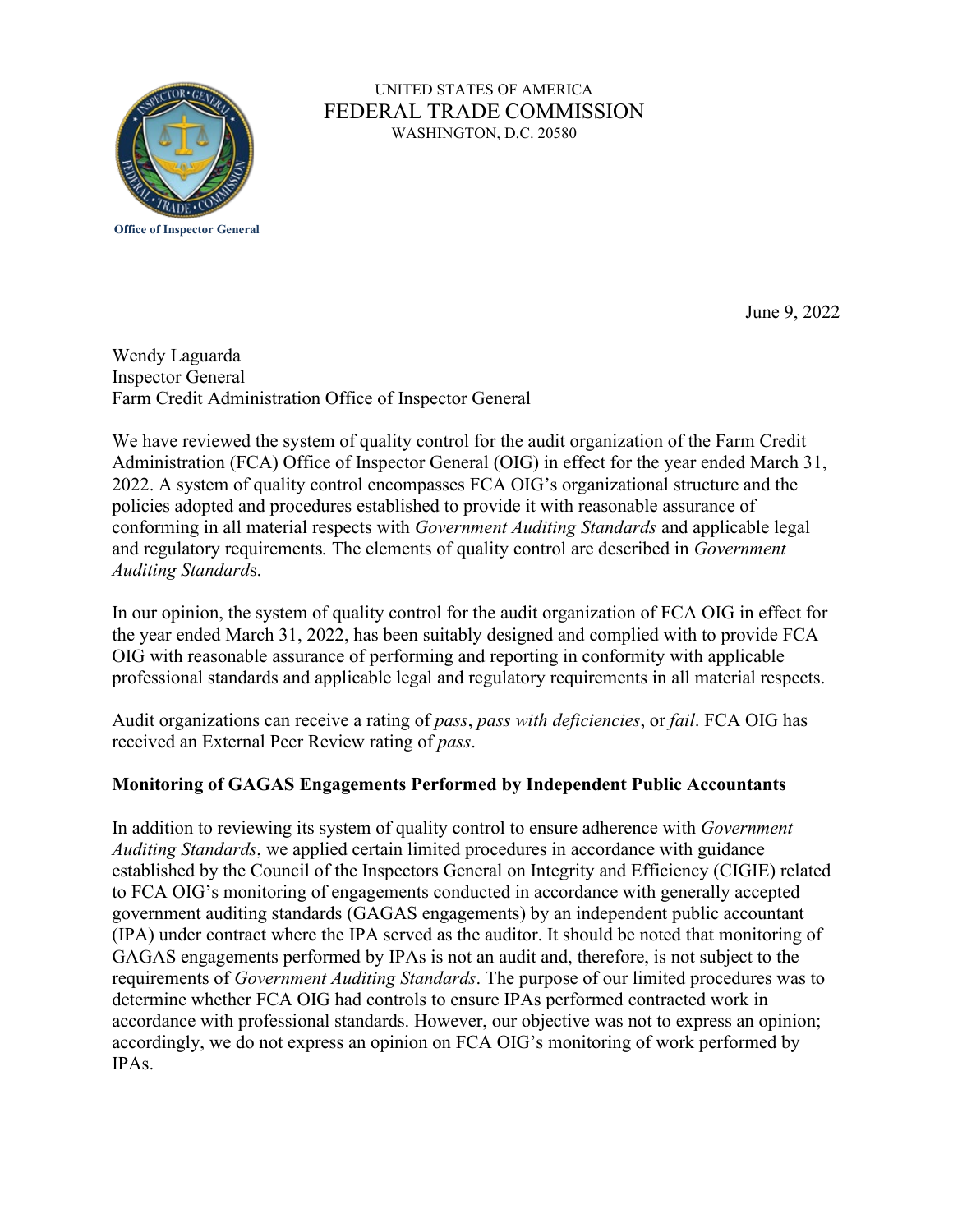Office of Inspector General

UNITED STATES OF AMERICA
FEDERAL TRADE COMMISSION
WASHINGTON, D.C. 20580

June 9, 2022

Wendy Laguarda
Inspector General
Farm Credit Administration Office of Inspector General

We have reviewed the system of quality control for the audit organization of the Farm Credit Administration (FCA) Office of Inspector General (OIG) in effect for the year ended March 31, 2022. A system of quality control encompasses FCA OIG's organizational structure and the policies adopted and procedures established to provide it with reasonable assurance of conforming in all material respects with *Government Auditing Standards* and applicable legal and regulatory requirements*.* The elements of quality control are described in *Government Auditing Standard*s.

In our opinion, the system of quality control for the audit organization of FCA OIG in effect for the year ended March 31, 2022, has been suitably designed and complied with to provide FCA OIG with reasonable assurance of performing and reporting in conformity with applicable professional standards and applicable legal and regulatory requirements in all material respects.

Audit organizations can receive a rating of *pass*, *pass with deficiencies*, or *fail*. FCA OIG has received an External Peer Review rating of *pass*.

**Monitoring of GAGAS Engagements Performed by Independent Public Accountants**

In addition to reviewing its system of quality control to ensure adherence with *Government Auditing Standards*, we applied certain limited procedures in accordance with guidance established by the Council of the Inspectors General on Integrity and Efficiency (CIGIE) related to FCA OIG's monitoring of engagements conducted in accordance with generally accepted government auditing standards (GAGAS engagements) by an independent public accountant (IPA) under contract where the IPA served as the auditor. It should be noted that monitoring of GAGAS engagements performed by IPAs is not an audit and, therefore, is not subject to the requirements of *Government Auditing Standards*. The purpose of our limited procedures was to determine whether FCA OIG had controls to ensure IPAs performed contracted work in accordance with professional standards. However, our objective was not to express an opinion; accordingly, we do not express an opinion on FCA OIG's monitoring of work performed by IPAs.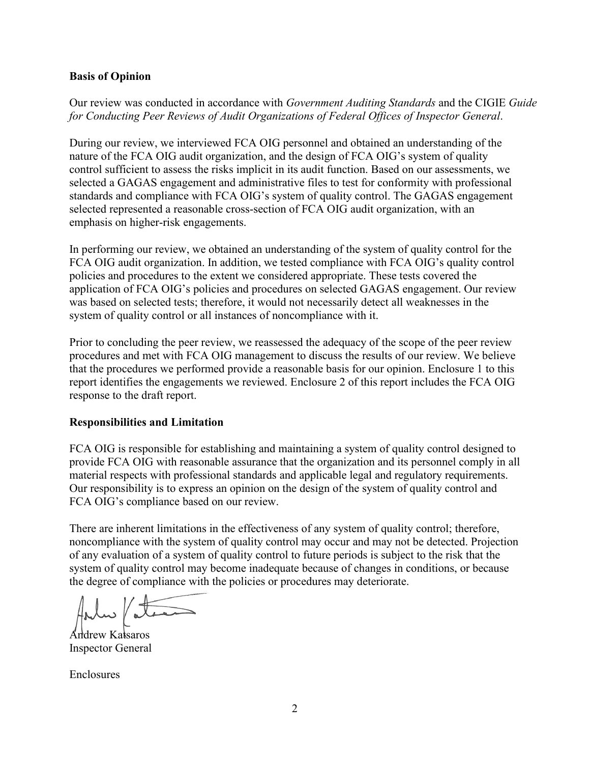**Basis of Opinion**

Our review was conducted in accordance with *Government Auditing Standards* and the CIGIE *Guide for Conducting Peer Reviews of Audit Organizations of Federal Offices of Inspector General*.

During our review, we interviewed FCA OIG personnel and obtained an understanding of the nature of the FCA OIG audit organization, and the design of FCA OIG's system of quality control sufficient to assess the risks implicit in its audit function. Based on our assessments, we selected a GAGAS engagement and administrative files to test for conformity with professional standards and compliance with FCA OIG's system of quality control. The GAGAS engagement selected represented a reasonable cross-section of FCA OIG audit organization, with an emphasis on higher-risk engagements.

In performing our review, we obtained an understanding of the system of quality control for the FCA OIG audit organization. In addition, we tested compliance with FCA OIG's quality control policies and procedures to the extent we considered appropriate. These tests covered the application of FCA OIG's policies and procedures on selected GAGAS engagement. Our review was based on selected tests; therefore, it would not necessarily detect all weaknesses in the system of quality control or all instances of noncompliance with it.

Prior to concluding the peer review, we reassessed the adequacy of the scope of the peer review procedures and met with FCA OIG management to discuss the results of our review. We believe that the procedures we performed provide a reasonable basis for our opinion. Enclosure 1 to this report identifies the engagements we reviewed. Enclosure 2 of this report includes the FCA OIG response to the draft report.

**Responsibilities and Limitation**

FCA OIG is responsible for establishing and maintaining a system of quality control designed to provide FCA OIG with reasonable assurance that the organization and its personnel comply in all material respects with professional standards and applicable legal and regulatory requirements. Our responsibility is to express an opinion on the design of the system of quality control and FCA OIG's compliance based on our review.

There are inherent limitations in the effectiveness of any system of quality control; therefore, noncompliance with the system of quality control may occur and may not be detected. Projection of any evaluation of a system of quality control to future periods is subject to the risk that the system of quality control may become inadequate because of changes in conditions, or because the degree of compliance with the policies or procedures may deteriorate.

Andrew Katsaros
Inspector General

Enclosures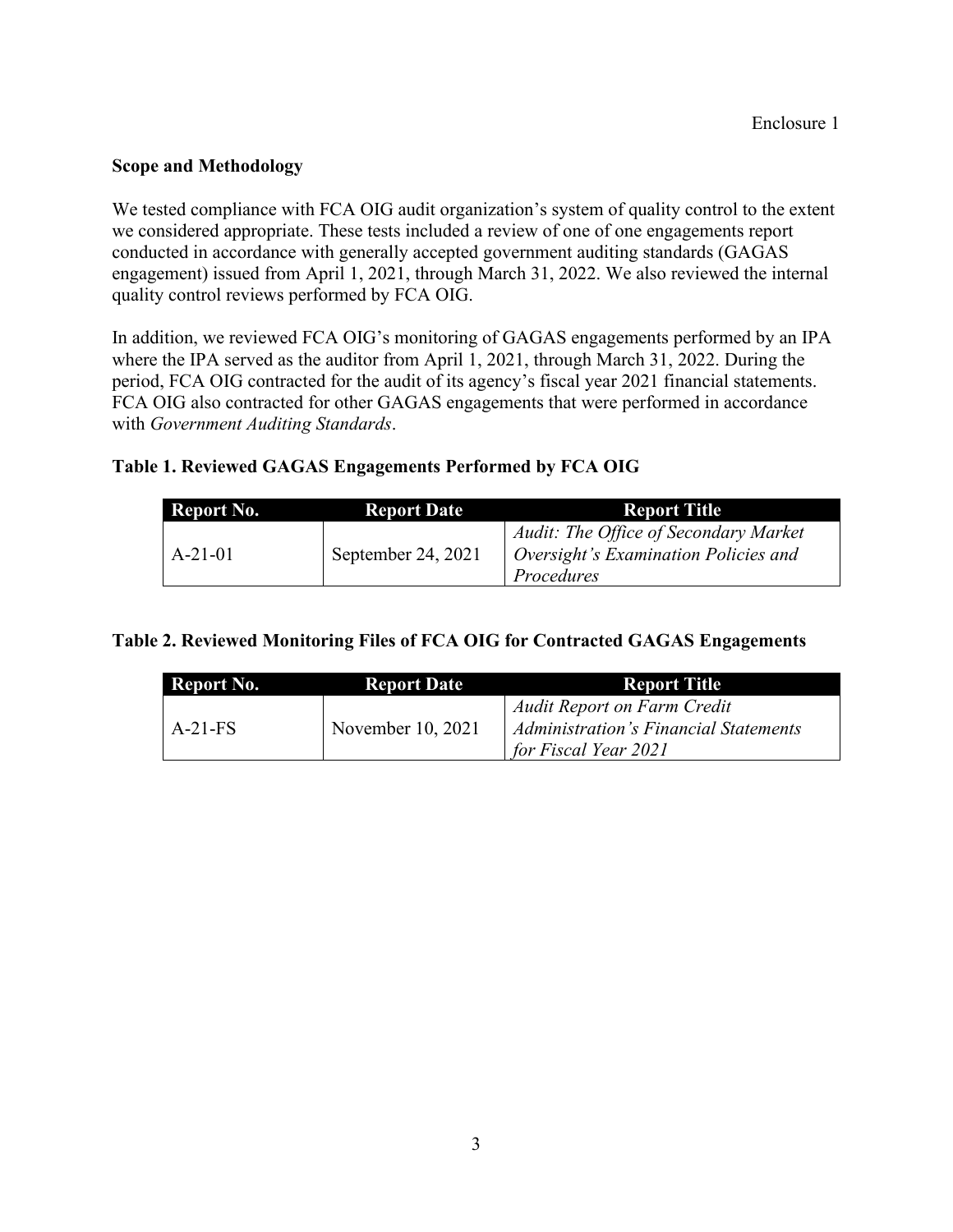Enclosure 1

**Scope and Methodology**

We tested compliance with FCA OIG audit organization's system of quality control to the extent we considered appropriate. These tests included a review of one of one engagements report conducted in accordance with generally accepted government auditing standards (GAGAS engagement) issued from April 1, 2021, through March 31, 2022. We also reviewed the internal quality control reviews performed by FCA OIG.

In addition, we reviewed FCA OIG's monitoring of GAGAS engagements performed by an IPA where the IPA served as the auditor from April 1, 2021, through March 31, 2022. During the period, FCA OIG contracted for the audit of its agency's fiscal year 2021 financial statements. FCA OIG also contracted for other GAGAS engagements that were performed in accordance with *Government Auditing Standards*.

**Table 1. Reviewed GAGAS Engagements Performed by FCA OIG**

| Report No. | Report Date | Report Title |
|---|---|---|
| A-21-01 | September 24, 2021 | *Audit: The Office of Secondary Market Oversight's Examination Policies and Procedures* |

**Table 2. Reviewed Monitoring Files of FCA OIG for Contracted GAGAS Engagements**

| Report No. | Report Date | Report Title |
|---|---|---|
| A-21-FS | November 10, 2021 | *Audit Report on Farm Credit Administration's Financial Statements for Fiscal Year 2021* |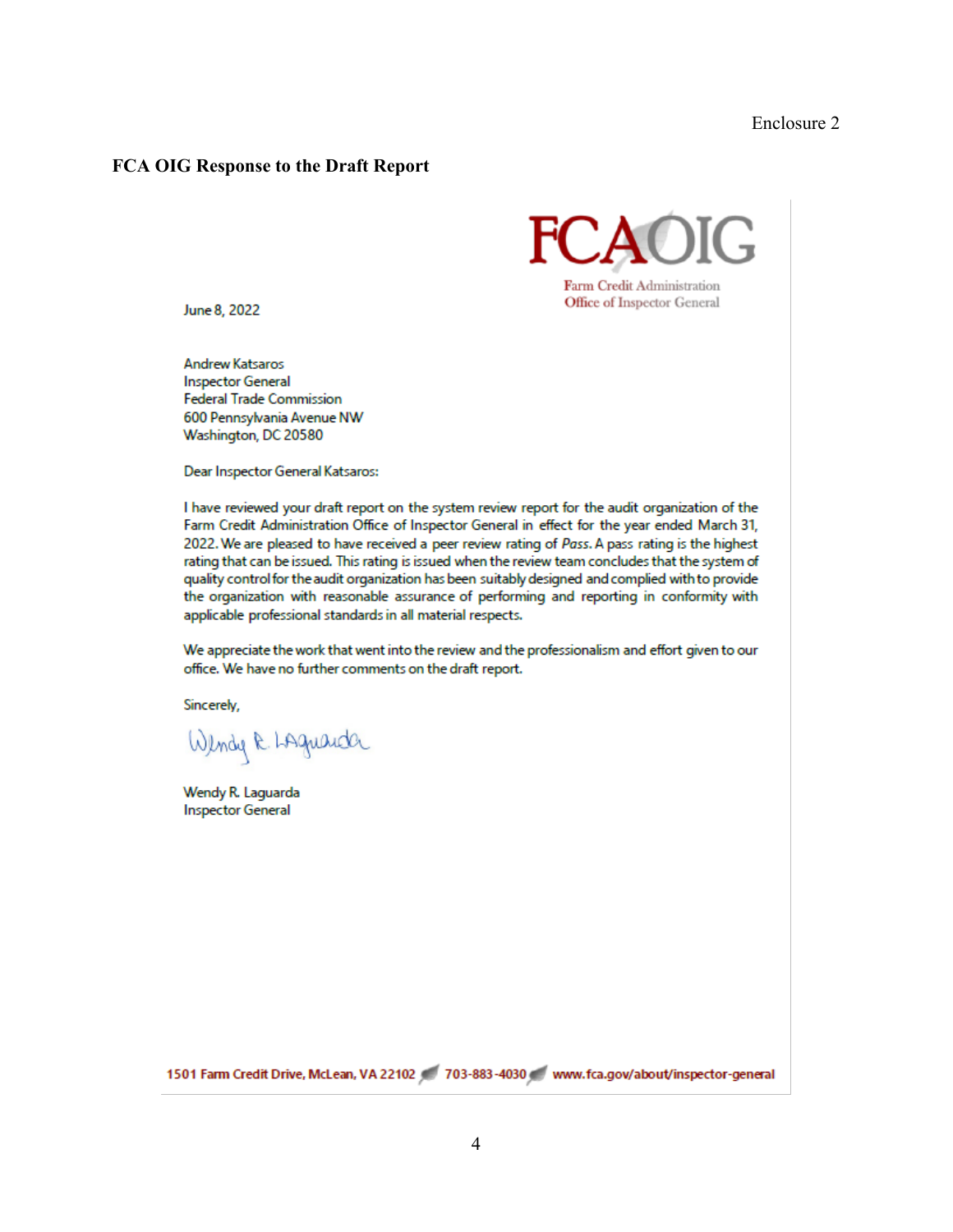Enclosure 2

**FCA OIG Response to the Draft Report**

FCA OIG

Farm Credit Administration
Office of Inspector General

June 8, 2022

Andrew Katsaros
Inspector General
Federal Trade Commission
600 Pennsylvania Avenue NW
Washington, DC 20580

Dear Inspector General Katsaros:

I have reviewed your draft report on the system review report for the audit organization of the Farm Credit Administration Office of Inspector General in effect for the year ended March 31, 2022. We are pleased to have received a peer review rating of *Pass*. A pass rating is the highest rating that can be issued. This rating is issued when the review team concludes that the system of quality control for the audit organization has been suitably designed and complied with to provide the organization with reasonable assurance of performing and reporting in conformity with applicable professional standards in all material respects.

We appreciate the work that went into the review and the professionalism and effort given to our office. We have no further comments on the draft report.

Sincerely,

Wendy R. Laguarda

Wendy R. Laguarda
Inspector General

1501 Farm Credit Drive, McLean, VA 22102 703-883-4030 www.fca.gov/about/inspector-general